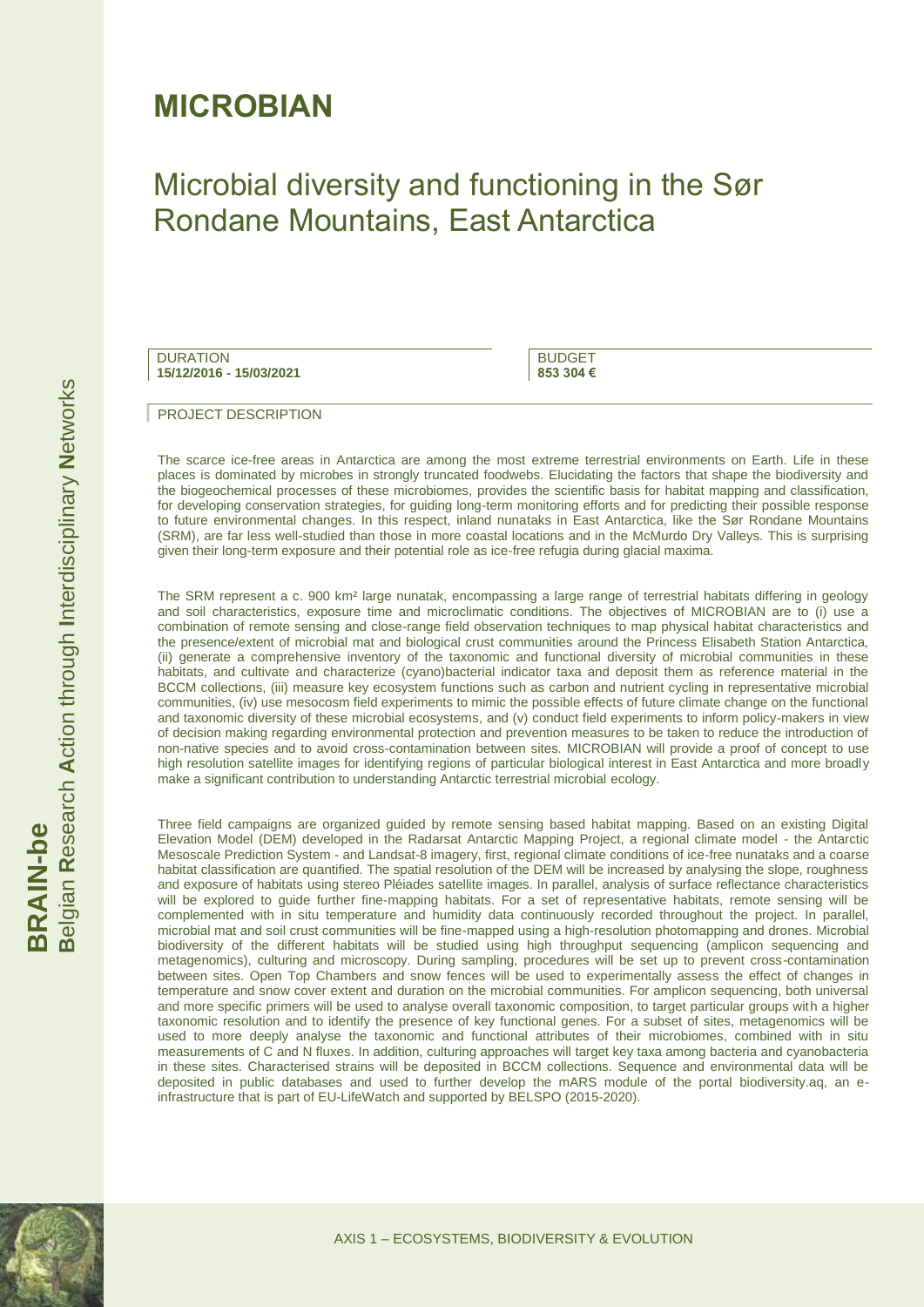# MICROBIAN

## Microbial diversity and functioning in the Sør Rondane Mountains, East Antarctica

DURATION
**15/12/2016 - 15/03/2021**

BUDGET
**853 304 €**

### PROJECT DESCRIPTION

The scarce ice-free areas in Antarctica are among the most extreme terrestrial environments on Earth. Life in these places is dominated by microbes in strongly truncated foodwebs. Elucidating the factors that shape the biodiversity and the biogeochemical processes of these microbiomes, provides the scientific basis for habitat mapping and classification, for developing conservation strategies, for guiding long-term monitoring efforts and for predicting their possible response to future environmental changes. In this respect, inland nunataks in East Antarctica, like the Sør Rondane Mountains (SRM), are far less well-studied than those in more coastal locations and in the McMurdo Dry Valleys. This is surprising given their long-term exposure and their potential role as ice-free refugia during glacial maxima.

The SRM represent a c. 900 km² large nunatak, encompassing a large range of terrestrial habitats differing in geology and soil characteristics, exposure time and microclimatic conditions. The objectives of MICROBIAN are to (i) use a combination of remote sensing and close-range field observation techniques to map physical habitat characteristics and the presence/extent of microbial mat and biological crust communities around the Princess Elisabeth Station Antarctica, (ii) generate a comprehensive inventory of the taxonomic and functional diversity of microbial communities in these habitats, and cultivate and characterize (cyano)bacterial indicator taxa and deposit them as reference material in the BCCM collections, (iii) measure key ecosystem functions such as carbon and nutrient cycling in representative microbial communities, (iv) use mesocosm field experiments to mimic the possible effects of future climate change on the functional and taxonomic diversity of these microbial ecosystems, and (v) conduct field experiments to inform policy-makers in view of decision making regarding environmental protection and prevention measures to be taken to reduce the introduction of non-native species and to avoid cross-contamination between sites. MICROBIAN will provide a proof of concept to use high resolution satellite images for identifying regions of particular biological interest in East Antarctica and more broadly make a significant contribution to understanding Antarctic terrestrial microbial ecology.

Three field campaigns are organized guided by remote sensing based habitat mapping. Based on an existing Digital Elevation Model (DEM) developed in the Radarsat Antarctic Mapping Project, a regional climate model - the Antarctic Mesoscale Prediction System - and Landsat-8 imagery, first, regional climate conditions of ice-free nunataks and a coarse habitat classification are quantified. The spatial resolution of the DEM will be increased by analysing the slope, roughness and exposure of habitats using stereo Pléiades satellite images. In parallel, analysis of surface reflectance characteristics will be explored to guide further fine-mapping habitats. For a set of representative habitats, remote sensing will be complemented with in situ temperature and humidity data continuously recorded throughout the project. In parallel, microbial mat and soil crust communities will be fine-mapped using a high-resolution photomapping and drones. Microbial biodiversity of the different habitats will be studied using high throughput sequencing (amplicon sequencing and metagenomics), culturing and microscopy. During sampling, procedures will be set up to prevent cross-contamination between sites. Open Top Chambers and snow fences will be used to experimentally assess the effect of changes in temperature and snow cover extent and duration on the microbial communities. For amplicon sequencing, both universal and more specific primers will be used to analyse overall taxonomic composition, to target particular groups with a higher taxonomic resolution and to identify the presence of key functional genes. For a subset of sites, metagenomics will be used to more deeply analyse the taxonomic and functional attributes of their microbiomes, combined with in situ measurements of C and N fluxes. In addition, culturing approaches will target key taxa among bacteria and cyanobacteria in these sites. Characterised strains will be deposited in BCCM collections. Sequence and environmental data will be deposited in public databases and used to further develop the mARS module of the portal biodiversity.aq, an e-infrastructure that is part of EU-LifeWatch and supported by BELSPO (2015-2020).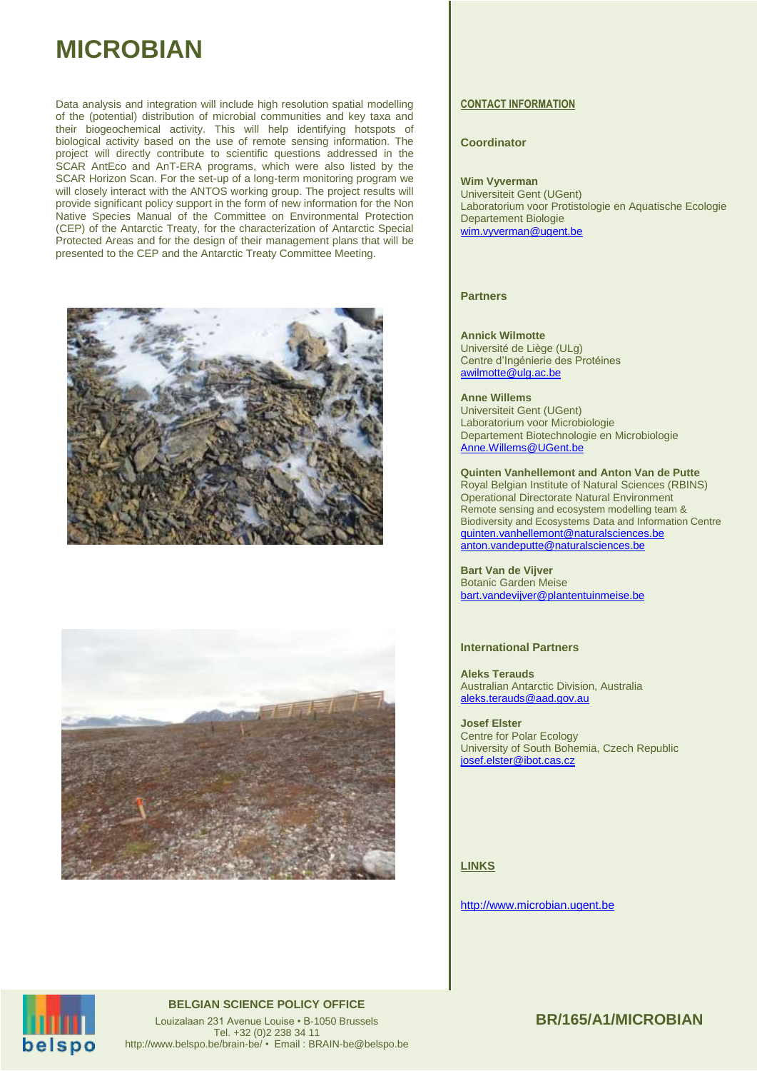# MICROBIAN

Data analysis and integration will include high resolution spatial modelling of the (potential) distribution of microbial communities and key taxa and their biogeochemical activity. This will help identifying hotspots of biological activity based on the use of remote sensing information. The project will directly contribute to scientific questions addressed in the SCAR AntEco and AnT-ERA programs, which were also listed by the SCAR Horizon Scan. For the set-up of a long-term monitoring program we will closely interact with the ANTOS working group. The project results will provide significant policy support in the form of new information for the Non Native Species Manual of the Committee on Environmental Protection (CEP) of the Antarctic Treaty, for the characterization of Antarctic Special Protected Areas and for the design of their management plans that will be presented to the CEP and the Antarctic Treaty Committee Meeting.

## CONTACT INFORMATION

### Coordinator

**Wim Vyverman**
Universiteit Gent (UGent)
Laboratorium voor Protistologie en Aquatische Ecologie
Departement Biologie
wim.vyverman@ugent.be

### Partners

**Annick Wilmotte**
Université de Liège (ULg)
Centre d'Ingénierie des Protéines
awilmotte@ulg.ac.be

**Anne Willems**
Universiteit Gent (UGent)
Laboratorium voor Microbiologie
Departement Biotechnologie en Microbiologie
Anne.Willems@UGent.be

**Quinten Vanhellemont and Anton Van de Putte**
Royal Belgian Institute of Natural Sciences (RBINS)
Operational Directorate Natural Environment
Remote sensing and ecosystem modelling team &
Biodiversity and Ecosystems Data and Information Centre
quinten.vanhellemont@naturalsciences.be
anton.vandeputte@naturalsciences.be

**Bart Van de Vijver**
Botanic Garden Meise
bart.vandevijver@plantentuinmeise.be

### International Partners

**Aleks Terauds**
Australian Antarctic Division, Australia
aleks.terauds@aad.gov.au

**Josef Elster**
Centre for Polar Ecology
University of South Bohemia, Czech Republic
josef.elster@ibot.cas.cz

## LINKS

http://www.microbian.ugent.be

**BELGIAN SCIENCE POLICY OFFICE**
Louizalaan 231 Avenue Louise • B-1050 Brussels
Tel. +32 (0)2 238 34 11
http://www.belspo.be/brain-be/ • Email : BRAIN-be@belspo.be

**BR/165/A1/MICROBIAN**